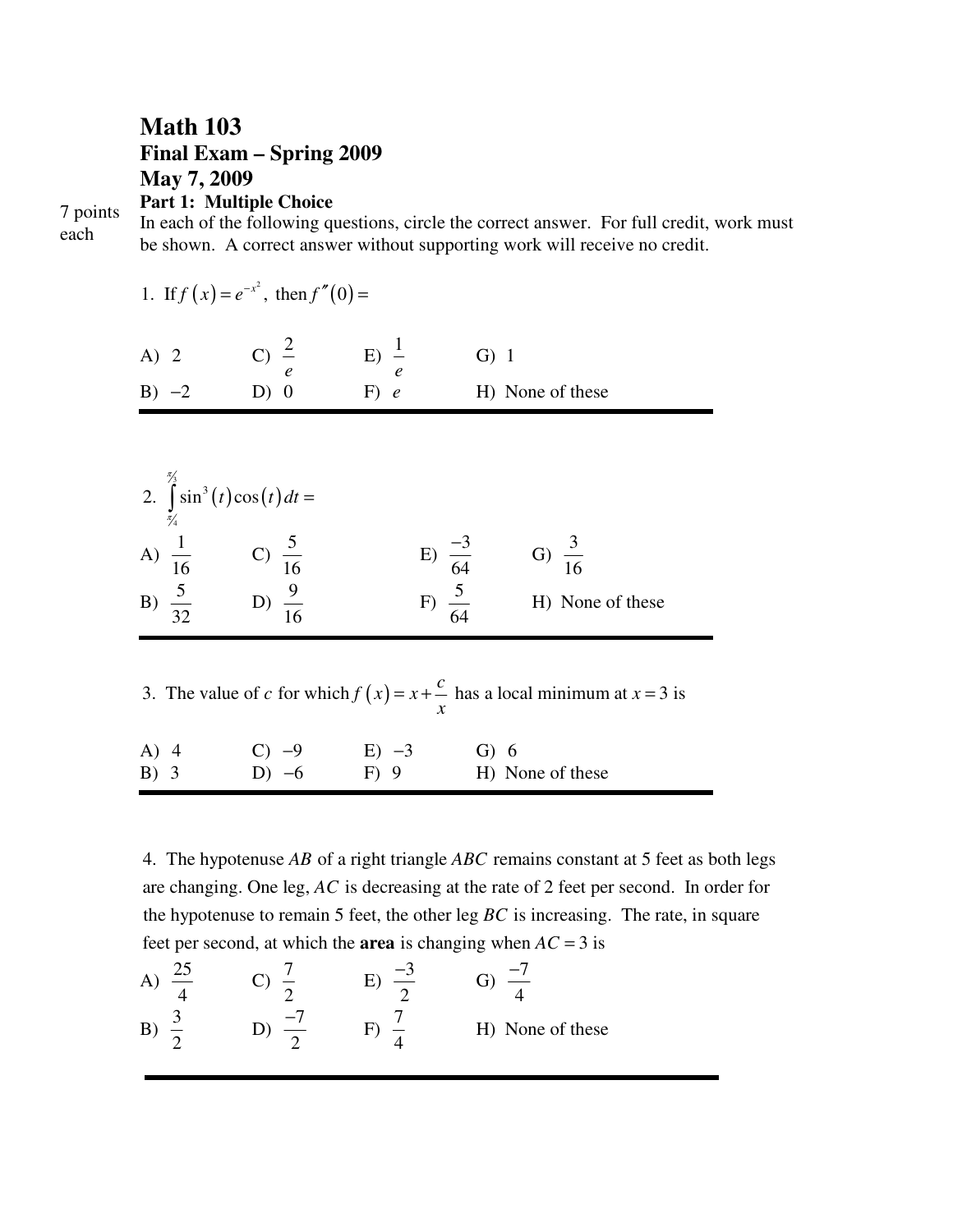# Math 103

## Final Exam – Spring 2009

## May 7, 2009

**Part 1: Multiple Choice**

7 points each

In each of the following questions, circle the correct answer. For full credit, work must be shown. A correct answer without supporting work will receive no credit.

1. If $f(x) = e^{-x^2}$, then $f''(0) =$

A) $2$ C) $\frac{2}{e}$ E) $\frac{1}{e}$ G) $1$

B) $-2$ D) $0$ F) $e$ H) None of these

---

2. $\int_{\pi/4}^{\pi/3} \sin^3(t)\cos(t)\,dt =$

A) $\frac{1}{16}$ C) $\frac{5}{16}$ E) $\frac{-3}{64}$ G) $\frac{3}{16}$

B) $\frac{5}{32}$ D) $\frac{9}{16}$ F) $\frac{5}{64}$ H) None of these

---

3. The value of $c$ for which $f(x) = x + \frac{c}{x}$ has a local minimum at $x = 3$ is

A) $4$ C) $-9$ E) $-3$ G) $6$

B) $3$ D) $-6$ F) $9$ H) None of these

---

4. The hypotenuse $AB$ of a right triangle $ABC$ remains constant at 5 feet as both legs are changing. One leg, $AC$ is decreasing at the rate of 2 feet per second. In order for the hypotenuse to remain 5 feet, the other leg $BC$ is increasing. The rate, in square feet per second, at which the **area** is changing when $AC = 3$ is

A) $\frac{25}{4}$ C) $\frac{7}{2}$ E) $\frac{-3}{2}$ G) $\frac{-7}{4}$

B) $\frac{3}{2}$ D) $\frac{-7}{2}$ F) $\frac{7}{4}$ H) None of these

---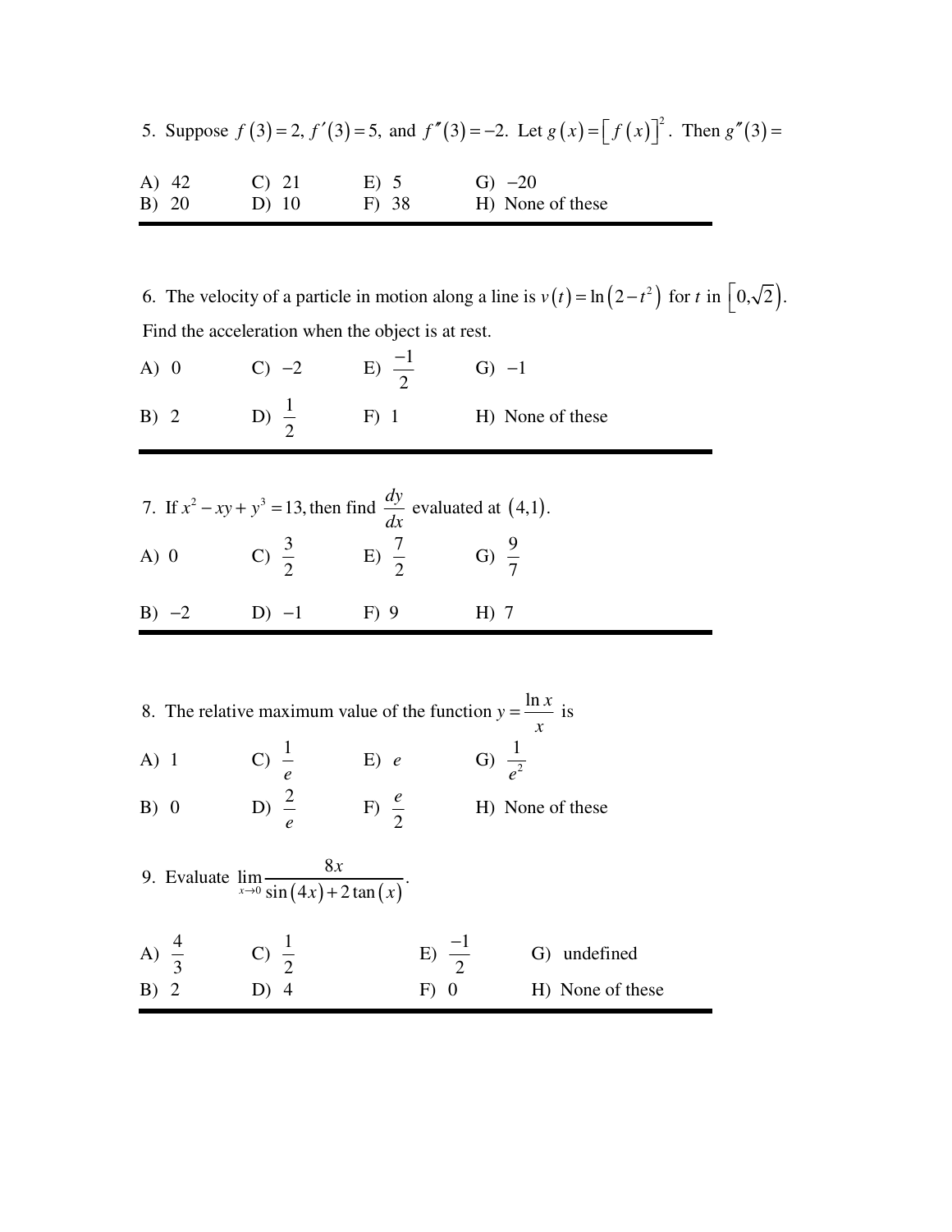5. Suppose $f(3) = 2, f'(3) = 5,$ and $f''(3) = -2.$ Let $g(x) = [f(x)]^2.$ Then $g''(3) =$

A) 42 
B) 20 
C) 21 
D) 10 
E) 5 
F) 38 
G) $-20$ 
H) None of these

---

6. The velocity of a particle in motion along a line is $v(t) = \ln(2 - t^2)$ for $t$ in $[0, \sqrt{2})$.

Find the acceleration when the object is at rest.

A) 0 
B) 2 
C) $-2$ 
D) $\frac{1}{2}$ 
E) $\frac{-1}{2}$ 
F) 1 
G) $-1$ 
H) None of these

---

7. If $x^2 - xy + y^3 = 13,$ then find $\frac{dy}{dx}$ evaluated at $(4,1)$.

A) 0 
B) $-2$ 
C) $\frac{3}{2}$ 
D) $-1$ 
E) $\frac{7}{2}$ 
F) 9 
G) $\frac{9}{7}$ 
H) 7

---

8. The relative maximum value of the function $y = \frac{\ln x}{x}$ is

A) 1 
B) 0 
C) $\frac{1}{e}$ 
D) $\frac{2}{e}$ 
E) $e$ 
F) $\frac{e}{2}$ 
G) $\frac{1}{e^2}$ 
H) None of these

9. Evaluate $\lim_{x \to 0} \frac{8x}{\sin(4x) + 2\tan(x)}$.

A) $\frac{4}{3}$ 
B) 2 
C) $\frac{1}{2}$ 
D) 4 
E) $\frac{-1}{2}$ 
F) 0 
G) undefined 
H) None of these

---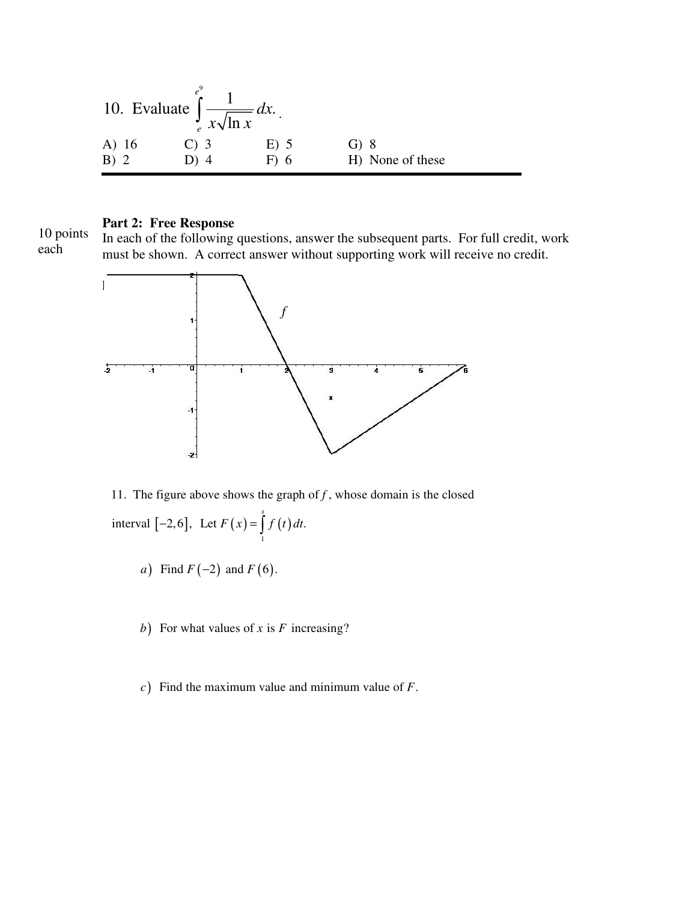10. Evaluate $\int_{e}^{e^9} \frac{1}{x\sqrt{\ln x}}\, dx.$ .

| | | | |
|---|---|---|---|
| A) 16 | C) 3 | E) 5 | G) 8 |
| B) 2 | D) 4 | F) 6 | H) None of these |

---

10 points each

**Part 2: Free Response**

In each of the following questions, answer the subsequent parts. For full credit, work must be shown. A correct answer without supporting work will receive no credit.

11. The figure above shows the graph of $f$, whose domain is the closed interval $[-2,6]$, Let $F(x) = \int_{1}^{x} f(t)\, dt$.

$a)$ Find $F(-2)$ and $F(6)$.

$b)$ For what values of $x$ is $F$ increasing?

$c)$ Find the maximum value and minimum value of $F$.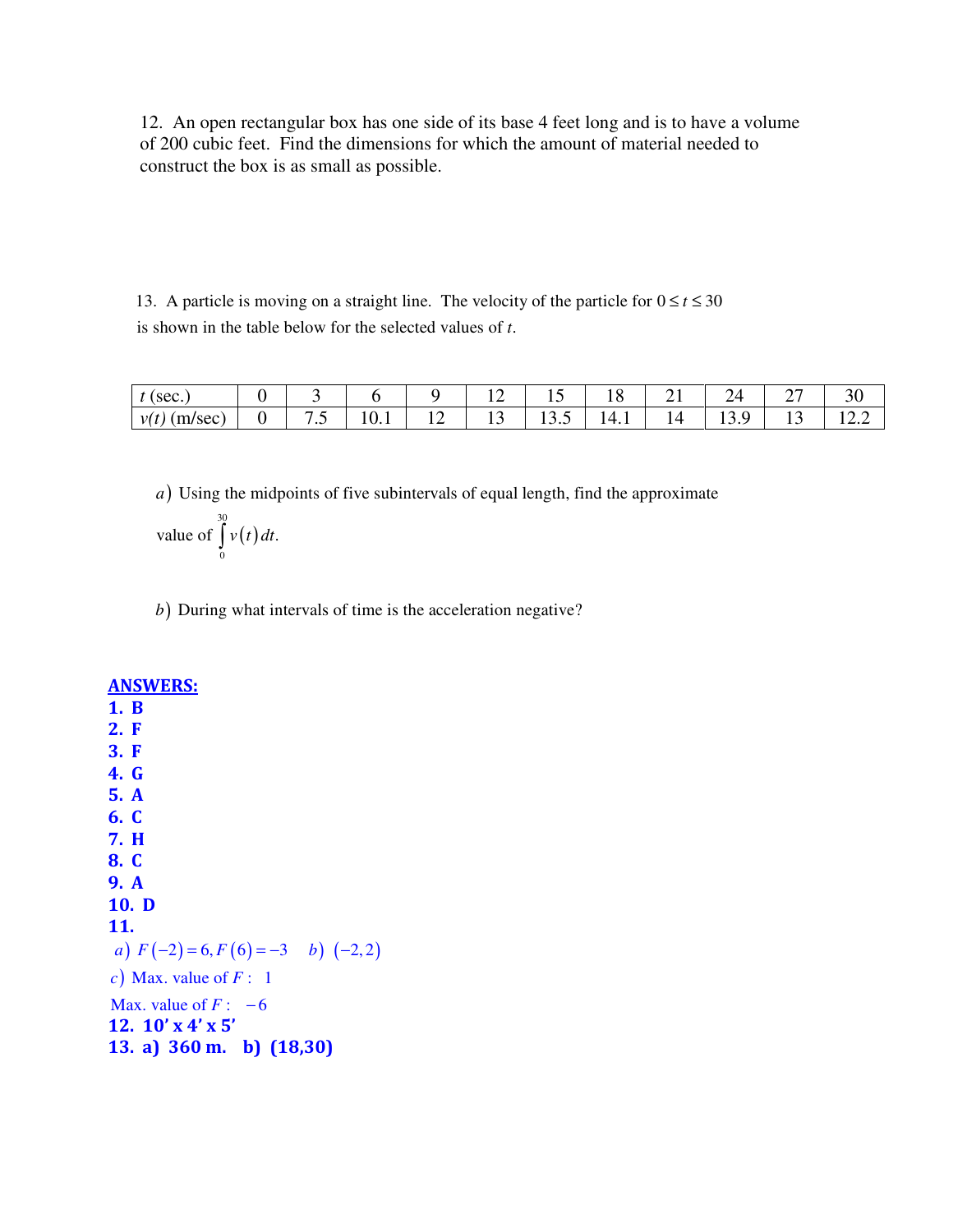12. An open rectangular box has one side of its base 4 feet long and is to have a volume of 200 cubic feet. Find the dimensions for which the amount of material needed to construct the box is as small as possible.

13. A particle is moving on a straight line. The velocity of the particle for $0 \le t \le 30$ is shown in the table below for the selected values of $t$.

| $t$ (sec.) | 0 | 3 | 6 | 9 | 12 | 15 | 18 | 21 | 24 | 27 | 30 |
|---|---|---|---|---|---|---|---|---|---|---|---|
| $v(t)$ (m/sec) | 0 | 7.5 | 10.1 | 12 | 13 | 13.5 | 14.1 | 14 | 13.9 | 13 | 12.2 |

$a)$ Using the midpoints of five subintervals of equal length, find the approximate value of $\int_0^{30} v(t)\,dt$.

$b)$ During what intervals of time is the acceleration negative?

**ANSWERS:**

**1. B**
**2. F**
**3. F**
**4. G**
**5. A**
**6. C**
**7. H**
**8. C**
**9. A**
**10. D**
**11.**

$a)$ $F(-2) = 6, F(6) = -3$ $b)$ $(-2, 2)$

$c)$ Max. value of $F$: $1$

Max. value of $F$: $-6$

**12. 10' x 4' x 5'**
**13. a) 360 m. b) (18,30)**